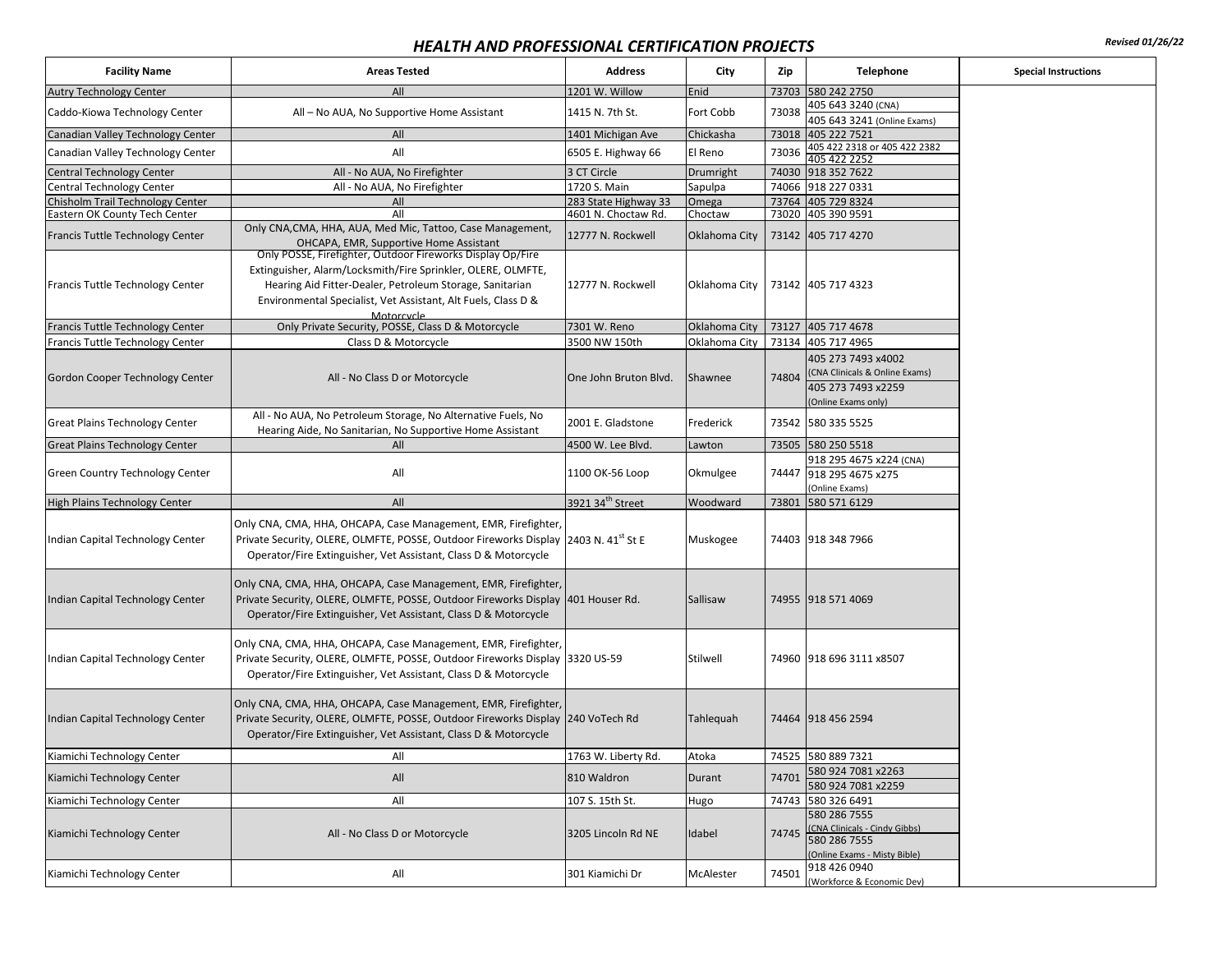# HEALTH AND PROFESSIONAL CERTIFICATION PROJECTS

*Revised 01/26/22*

| Facility Name | Areas Tested | Address | City | Zip | Telephone | Special Instructions |
|---|---|---|---|---|---|---|
| Autry Technology Center | All | 1201 W. Willow | Enid | 73703 | 580 242 2750 | |
| Caddo-Kiowa Technology Center | All – No AUA, No Supportive Home Assistant | 1415 N. 7th St. | Fort Cobb | 73038 | 405 643 3240 (CNA)<br>405 643 3241 (Online Exams) | |
| Canadian Valley Technology Center | All | 1401 Michigan Ave | Chickasha | 73018 | 405 222 7521 | |
| Canadian Valley Technology Center | All | 6505 E. Highway 66 | El Reno | 73036 | 405 422 2318 or 405 422 2382<br>405 422 2252 | |
| Central Technology Center | All - No AUA, No Firefighter | 3 CT Circle | Drumright | 74030 | 918 352 7622 | |
| Central Technology Center | All - No AUA, No Firefighter | 1720 S. Main | Sapulpa | 74066 | 918 227 0331 | |
| Chisholm Trail Technology Center | All | 283 State Highway 33 | Omega | 73764 | 405 729 8324 | |
| Eastern OK County Tech Center | All | 4601 N. Choctaw Rd. | Choctaw | 73020 | 405 390 9591 | |
| Francis Tuttle Technology Center | Only CNA,CMA, HHA, AUA, Med Mic, Tattoo, Case Management, OHCAPA, EMR, Supportive Home Assistant | 12777 N. Rockwell | Oklahoma City | 73142 | 405 717 4270 | |
| Francis Tuttle Technology Center | Only POSSE, Firefighter, Outdoor Fireworks Display Op/Fire Extinguisher, Alarm/Locksmith/Fire Sprinkler, OLERE, OLMFTE, Hearing Aid Fitter-Dealer, Petroleum Storage, Sanitarian Environmental Specialist, Vet Assistant, Alt Fuels, Class D & Motorcycle | 12777 N. Rockwell | Oklahoma City | 73142 | 405 717 4323 | |
| Francis Tuttle Technology Center | Only Private Security, POSSE, Class D & Motorcycle | 7301 W. Reno | Oklahoma City | 73127 | 405 717 4678 | |
| Francis Tuttle Technology Center | Class D & Motorcycle | 3500 NW 150th | Oklahoma City | 73134 | 405 717 4965 | |
| Gordon Cooper Technology Center | All - No Class D or Motorcycle | One John Bruton Blvd. | Shawnee | 74804 | 405 273 7493 x4002 (CNA Clinicals & Online Exams)<br>405 273 7493 x2259 (Online Exams only) | |
| Great Plains Technology Center | All - No AUA, No Petroleum Storage, No Alternative Fuels, No Hearing Aide, No Sanitarian, No Supportive Home Assistant | 2001 E. Gladstone | Frederick | 73542 | 580 335 5525 | |
| Great Plains Technology Center | All | 4500 W. Lee Blvd. | Lawton | 73505 | 580 250 5518 | |
| Green Country Technology Center | All | 1100 OK-56 Loop | Okmulgee | 74447 | 918 295 4675 x224 (CNA)<br>918 295 4675 x275 (Online Exams) | |
| High Plains Technology Center | All | 3921 34th Street | Woodward | 73801 | 580 571 6129 | |
| Indian Capital Technology Center | Only CNA, CMA, HHA, OHCAPA, Case Management, EMR, Firefighter, Private Security, OLERE, OLMFTE, POSSE, Outdoor Fireworks Display Operator/Fire Extinguisher, Vet Assistant, Class D & Motorcycle | 2403 N. 41st St E | Muskogee | 74403 | 918 348 7966 | |
| Indian Capital Technology Center | Only CNA, CMA, HHA, OHCAPA, Case Management, EMR, Firefighter, Private Security, OLERE, OLMFTE, POSSE, Outdoor Fireworks Display Operator/Fire Extinguisher, Vet Assistant, Class D & Motorcycle | 401 Houser Rd. | Sallisaw | 74955 | 918 571 4069 | |
| Indian Capital Technology Center | Only CNA, CMA, HHA, OHCAPA, Case Management, EMR, Firefighter, Private Security, OLERE, OLMFTE, POSSE, Outdoor Fireworks Display Operator/Fire Extinguisher, Vet Assistant, Class D & Motorcycle | 3320 US-59 | Stilwell | 74960 | 918 696 3111 x8507 | |
| Indian Capital Technology Center | Only CNA, CMA, HHA, OHCAPA, Case Management, EMR, Firefighter, Private Security, OLERE, OLMFTE, POSSE, Outdoor Fireworks Display Operator/Fire Extinguisher, Vet Assistant, Class D & Motorcycle | 240 VoTech Rd | Tahlequah | 74464 | 918 456 2594 | |
| Kiamichi Technology Center | All | 1763 W. Liberty Rd. | Atoka | 74525 | 580 889 7321 | |
| Kiamichi Technology Center | All | 810 Waldron | Durant | 74701 | 580 924 7081 x2263<br>580 924 7081 x2259 | |
| Kiamichi Technology Center | All | 107 S. 15th St. | Hugo | 74743 | 580 326 6491 | |
| Kiamichi Technology Center | All - No Class D or Motorcycle | 3205 Lincoln Rd NE | Idabel | 74745 | 580 286 7555 (CNA Clinicals - Cindy Gibbs)<br>580 286 7555 (Online Exams - Misty Bible) | |
| Kiamichi Technology Center | All | 301 Kiamichi Dr | McAlester | 74501 | 918 426 0940 (Workforce & Economic Dev) | |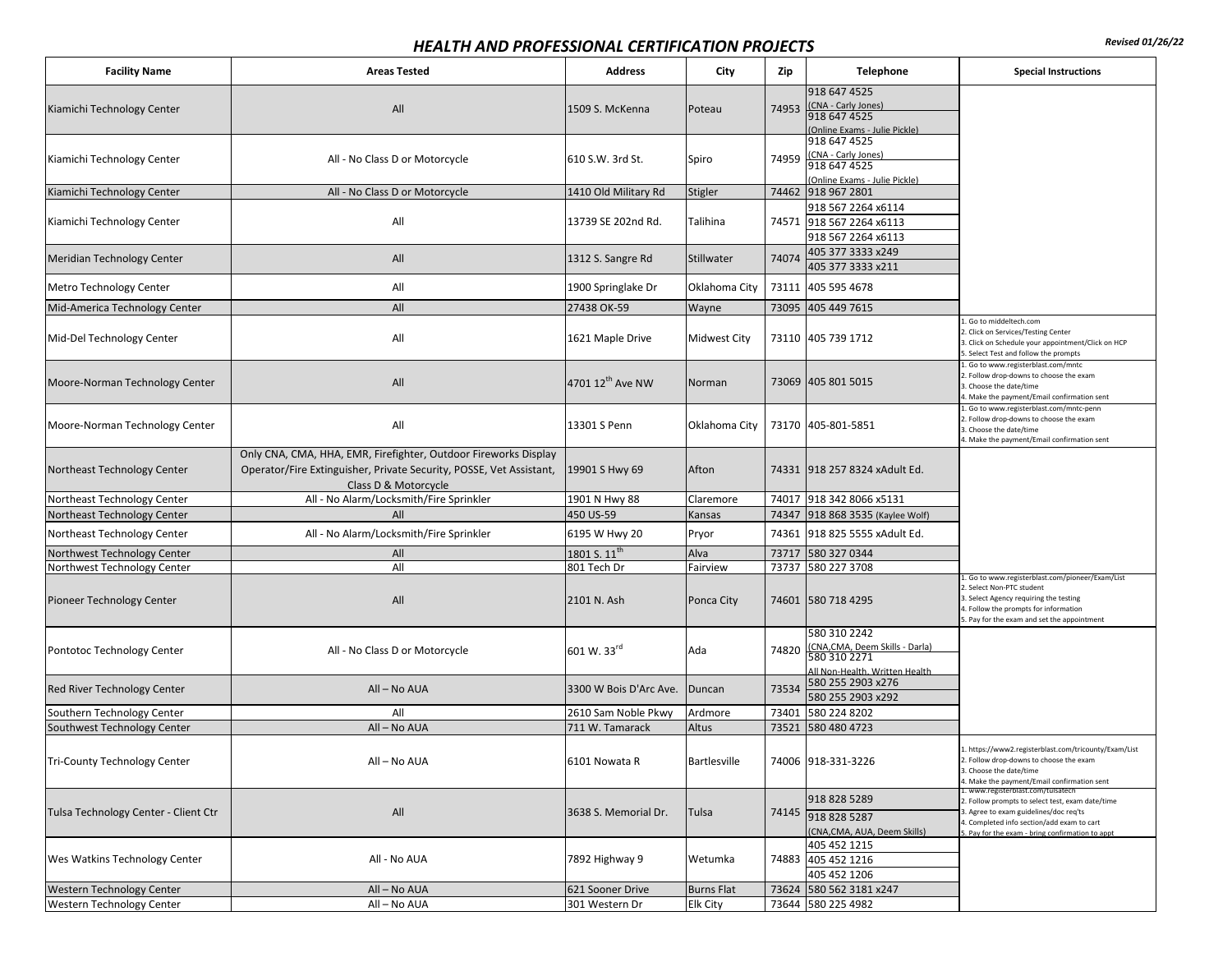## HEALTH AND PROFESSIONAL CERTIFICATION PROJECTS

*Revised 01/26/22*

| Facility Name | Areas Tested | Address | City | Zip | Telephone | Special Instructions |
|---|---|---|---|---|---|---|
| Kiamichi Technology Center | All | 1509 S. McKenna | Poteau | 74953 | 918 647 4525 (CNA - Carly Jones) 918 647 4525 (Online Exams - Julie Pickle) | |
| Kiamichi Technology Center | All - No Class D or Motorcycle | 610 S.W. 3rd St. | Spiro | 74959 | 918 647 4525 (CNA - Carly Jones) 918 647 4525 (Online Exams - Julie Pickle) | |
| Kiamichi Technology Center | All - No Class D or Motorcycle | 1410 Old Military Rd | Stigler | 74462 | 918 967 2801 | |
| Kiamichi Technology Center | All | 13739 SE 202nd Rd. | Talihina | 74571 | 918 567 2264 x6114 918 567 2264 x6113 918 567 2264 x6113 | |
| Meridian Technology Center | All | 1312 S. Sangre Rd | Stillwater | 74074 | 405 377 3333 x249 405 377 3333 x211 | |
| Metro Technology Center | All | 1900 Springlake Dr | Oklahoma City | 73111 | 405 595 4678 | |
| Mid-America Technology Center | All | 27438 OK-59 | Wayne | 73095 | 405 449 7615 | |
| Mid-Del Technology Center | All | 1621 Maple Drive | Midwest City | 73110 | 405 739 1712 | 1. Go to middeltech.com 2. Click on Services/Testing Center 3. Click on Schedule your appointment/Click on HCP 5. Select Test and follow the prompts |
| Moore-Norman Technology Center | All | 4701 12th Ave NW | Norman | 73069 | 405 801 5015 | 1. Go to www.registerblast.com/mntc 2. Follow drop-downs to choose the exam 3. Choose the date/time 4. Make the payment/Email confirmation sent |
| Moore-Norman Technology Center | All | 13301 S Penn | Oklahoma City | 73170 | 405-801-5851 | 1. Go to www.registerblast.com/mntc-penn 2. Follow drop-downs to choose the exam 3. Choose the date/time 4. Make the payment/Email confirmation sent |
| Northeast Technology Center | Only CNA, CMA, HHA, EMR, Firefighter, Outdoor Fireworks Display Operator/Fire Extinguisher, Private Security, POSSE, Vet Assistant, Class D & Motorcycle | 19901 S Hwy 69 | Afton | 74331 | 918 257 8324 xAdult Ed. | |
| Northeast Technology Center | All - No Alarm/Locksmith/Fire Sprinkler | 1901 N Hwy 88 | Claremore | 74017 | 918 342 8066 x5131 | |
| Northeast Technology Center | All | 450 US-59 | Kansas | 74347 | 918 868 3535 (Kaylee Wolf) | |
| Northeast Technology Center | All - No Alarm/Locksmith/Fire Sprinkler | 6195 W Hwy 20 | Pryor | 74361 | 918 825 5555 xAdult Ed. | |
| Northwest Technology Center | All | 1801 S. 11th | Alva | 73717 | 580 327 0344 | |
| Northwest Technology Center | All | 801 Tech Dr | Fairview | 73737 | 580 227 3708 | |
| Pioneer Technology Center | All | 2101 N. Ash | Ponca City | 74601 | 580 718 4295 | 1. Go to www.registerblast.com/pioneer/Exam/List 2. Select Non-PTC student 3. Select Agency requiring the testing 4. Follow the prompts for information 5. Pay for the exam and set the appointment |
| Pontotoc Technology Center | All - No Class D or Motorcycle | 601 W. 33rd | Ada | 74820 | 580 310 2242 (CNA,CMA, Deem Skills - Darla) 580 310 2271 All Non-Health, Written Health | |
| Red River Technology Center | All – No AUA | 3300 W Bois D'Arc Ave. | Duncan | 73534 | 580 255 2903 x276 580 255 2903 x292 | |
| Southern Technology Center | All | 2610 Sam Noble Pkwy | Ardmore | 73401 | 580 224 8202 | |
| Southwest Technology Center | All – No AUA | 711 W. Tamarack | Altus | 73521 | 580 480 4723 | |
| Tri-County Technology Center | All – No AUA | 6101 Nowata R | Bartlesville | 74006 | 918-331-3226 | 1. https://www2.registerblast.com/tricounty/Exam/List 2. Follow drop-downs to choose the exam 3. Choose the date/time 4. Make the payment/Email confirmation sent |
| Tulsa Technology Center - Client Ctr | All | 3638 S. Memorial Dr. | Tulsa | 74145 | 918 828 5289 918 828 5287 (CNA,CMA, AUA, Deem Skills) | 1. www.registerblast.com/tulsatech 2. Follow prompts to select test, exam date/time 3. Agree to exam guidelines/doc req'ts 4. Completed info section/add exam to cart 5. Pay for the exam - bring confirmation to appt |
| Wes Watkins Technology Center | All - No AUA | 7892 Highway 9 | Wetumka | 74883 | 405 452 1215 405 452 1216 405 452 1206 | |
| Western Technology Center | All – No AUA | 621 Sooner Drive | Burns Flat | 73624 | 580 562 3181 x247 | |
| Western Technology Center | All – No AUA | 301 Western Dr | Elk City | 73644 | 580 225 4982 | |